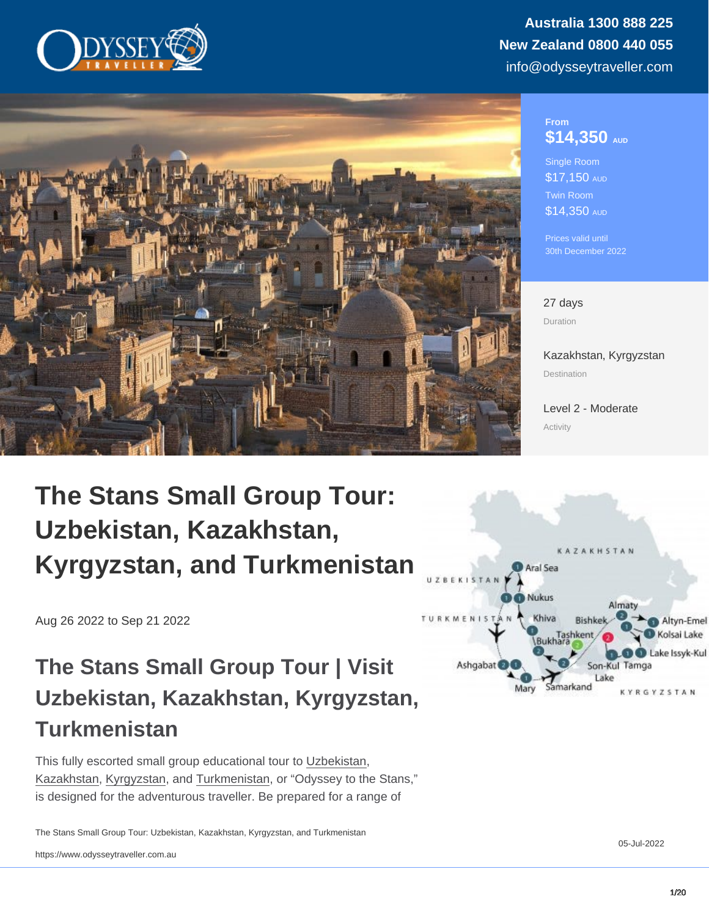Australia 1300 888 225
New Zealand 0800 440 055
info@odysseytraveller.com

From
$14,350 AUD

Single Room
$17,150 AUD
Twin Room
$14,350 AUD

Prices valid until
30th December 2022

27 days
Duration

Kazakhstan, Kyrgyzstan
Destination

Level 2 - Moderate
Activity

# The Stans Small Group Tour: Uzbekistan, Kazakhstan, Kyrgyzstan, and Turkmenistan

Aug 26 2022 to Sep 21 2022

## The Stans Small Group Tour | Visit Uzbekistan, Kazakhstan, Kyrgyzstan, Turkmenistan

This fully escorted small group educational tour to Uzbekistan, Kazakhstan, Kyrgyzstan, and Turkmenistan, or "Odyssey to the Stans," is designed for the adventurous traveller. Be prepared for a range of

05-Jul-2022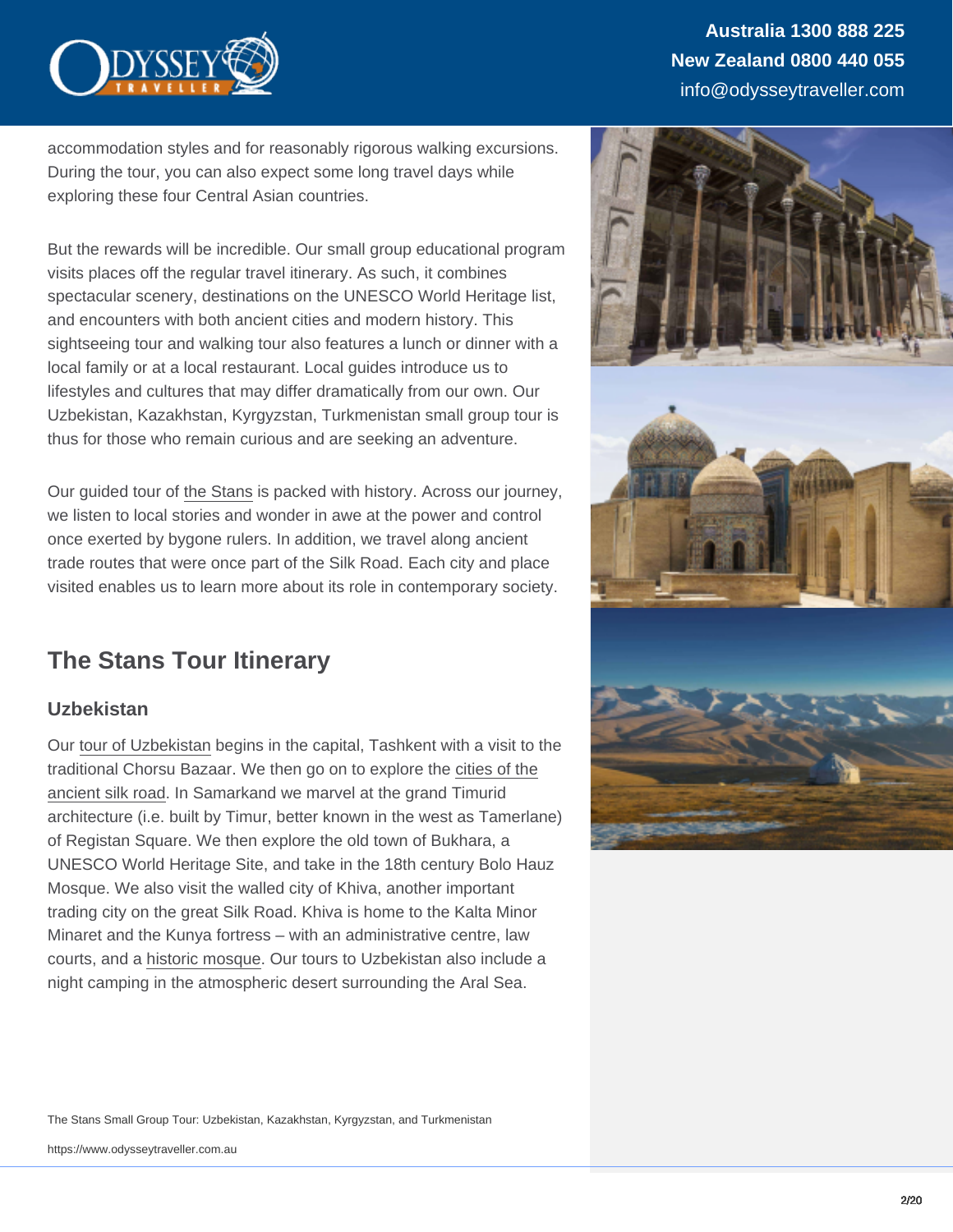accommodation styles and for reasonably rigorous walking excursions. During the tour, you can also expect some long travel days while exploring these four Central Asian countries.

But the rewards will be incredible. Our small group educational program visits places off the regular travel itinerary. As such, it combines spectacular scenery, destinations on the UNESCO World Heritage list, and encounters with both ancient cities and modern history. This sightseeing tour and walking tour also features a lunch or dinner with a local family or at a local restaurant. Local guides introduce us to lifestyles and cultures that may differ dramatically from our own. Our Uzbekistan, Kazakhstan, Kyrgyzstan, Turkmenistan small group tour is thus for those who remain curious and are seeking an adventure.

Our guided tour of the Stans is packed with history. Across our journey, we listen to local stories and wonder in awe at the power and control once exerted by bygone rulers. In addition, we travel along ancient trade routes that were once part of the Silk Road. Each city and place visited enables us to learn more about its role in contemporary society.

## The Stans Tour Itinerary

### Uzbekistan

Our tour of Uzbekistan begins in the capital, Tashkent with a visit to the traditional Chorsu Bazaar. We then go on to explore the cities of the ancient silk road. In Samarkand we marvel at the grand Timurid architecture (i.e. built by Timur, better known in the west as Tamerlane) of Registan Square. We then explore the old town of Bukhara, a UNESCO World Heritage Site, and take in the 18th century Bolo Hauz Mosque. We also visit the walled city of Khiva, another important trading city on the great Silk Road. Khiva is home to the Kalta Minor Minaret and the Kunya fortress – with an administrative centre, law courts, and a historic mosque. Our tours to Uzbekistan also include a night camping in the atmospheric desert surrounding the Aral Sea.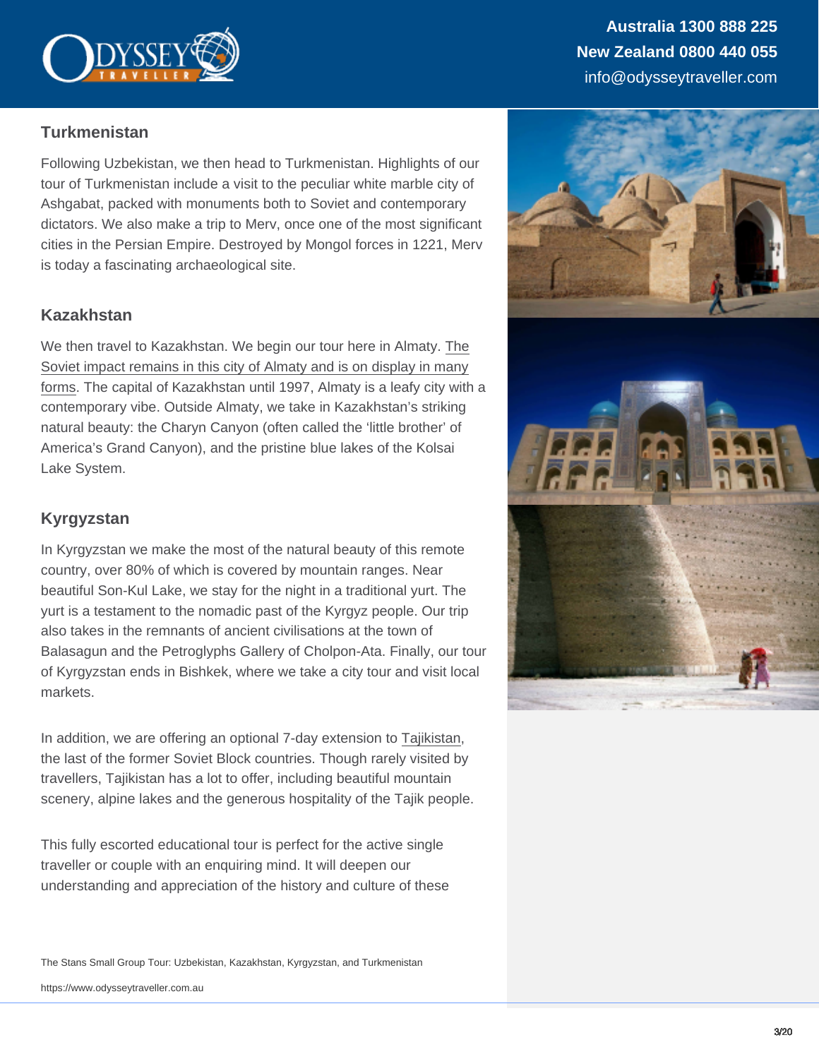## Turkmenistan

Following Uzbekistan, we then head to Turkmenistan. Highlights of our tour of Turkmenistan include a visit to the peculiar white marble city of Ashgabat, packed with monuments both to Soviet and contemporary dictators. We also make a trip to Merv, once one of the most significant cities in the Persian Empire. Destroyed by Mongol forces in 1221, Merv is today a fascinating archaeological site.

## Kazakhstan

We then travel to Kazakhstan. We begin our tour here in Almaty. The Soviet impact remains in this city of Almaty and is on display in many forms. The capital of Kazakhstan until 1997, Almaty is a leafy city with a contemporary vibe. Outside Almaty, we take in Kazakhstan's striking natural beauty: the Charyn Canyon (often called the 'little brother' of America's Grand Canyon), and the pristine blue lakes of the Kolsai Lake System.

## Kyrgyzstan

In Kyrgyzstan we make the most of the natural beauty of this remote country, over 80% of which is covered by mountain ranges. Near beautiful Son-Kul Lake, we stay for the night in a traditional yurt. The yurt is a testament to the nomadic past of the Kyrgyz people. Our trip also takes in the remnants of ancient civilisations at the town of Balasagun and the Petroglyphs Gallery of Cholpon-Ata. Finally, our tour of Kyrgyzstan ends in Bishkek, where we take a city tour and visit local markets.

In addition, we are offering an optional 7-day extension to Tajikistan, the last of the former Soviet Block countries. Though rarely visited by travellers, Tajikistan has a lot to offer, including beautiful mountain scenery, alpine lakes and the generous hospitality of the Tajik people.

This fully escorted educational tour is perfect for the active single traveller or couple with an enquiring mind. It will deepen our understanding and appreciation of the history and culture of these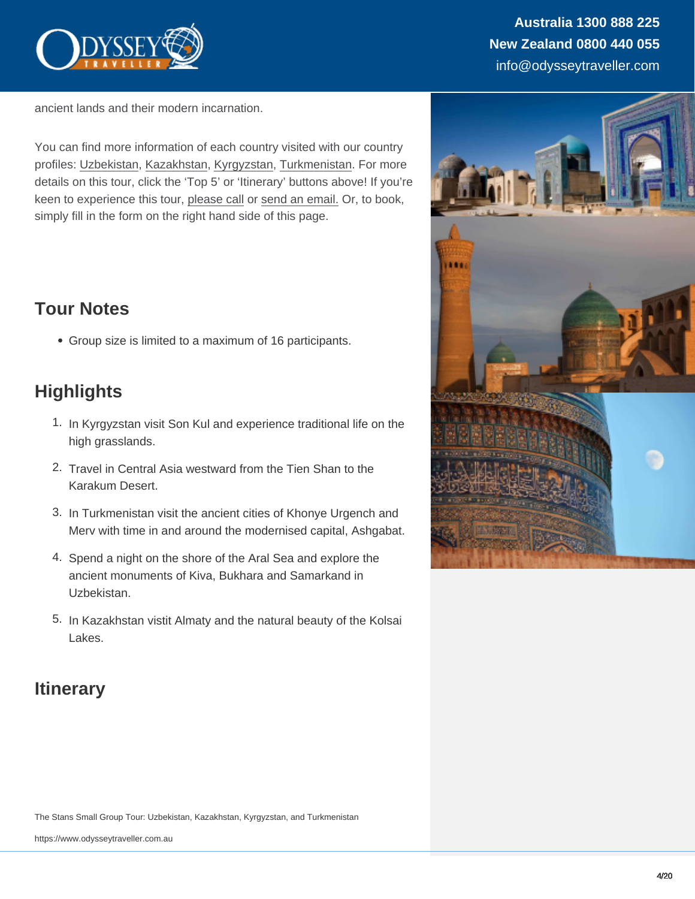ancient lands and their modern incarnation.

You can find more information of each country visited with our country profiles: Uzbekistan, Kazakhstan, Kyrgyzstan, Turkmenistan. For more details on this tour, click the 'Top 5' or 'Itinerary' buttons above! If you're keen to experience this tour, please call or send an email. Or, to book, simply fill in the form on the right hand side of this page.

## Tour Notes

- Group size is limited to a maximum of 16 participants.

## Highlights

1. In Kyrgyzstan visit Son Kul and experience traditional life on the high grasslands.
2. Travel in Central Asia westward from the Tien Shan to the Karakum Desert.
3. In Turkmenistan visit the ancient cities of Khonye Urgench and Merv with time in and around the modernised capital, Ashgabat.
4. Spend a night on the shore of the Aral Sea and explore the ancient monuments of Kiva, Bukhara and Samarkand in Uzbekistan.
5. In Kazakhstan vistit Almaty and the natural beauty of the Kolsai Lakes.

## Itinerary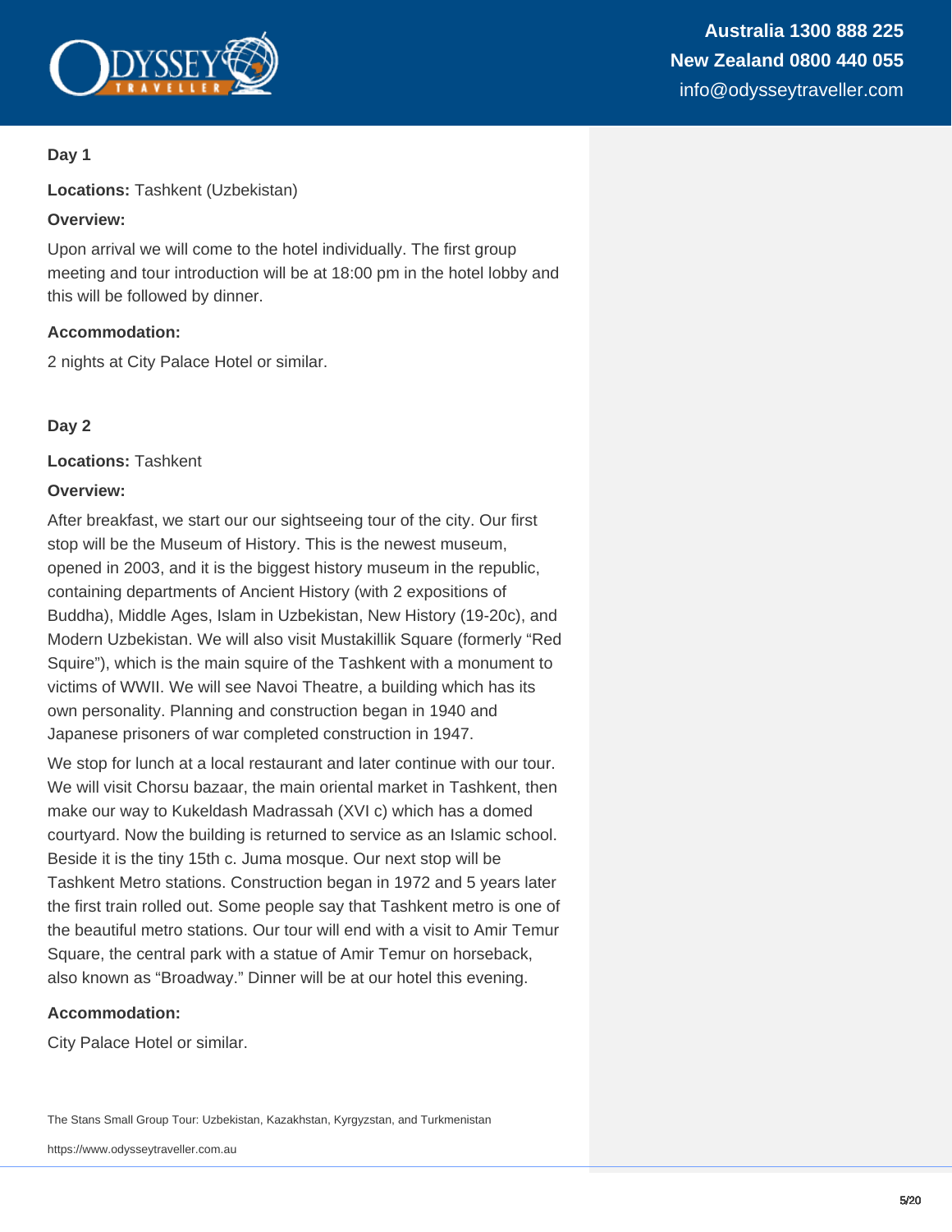### Day 1

**Locations:** Tashkent (Uzbekistan)

**Overview:**

Upon arrival we will come to the hotel individually. The first group meeting and tour introduction will be at 18:00 pm in the hotel lobby and this will be followed by dinner.

**Accommodation:**

2 nights at City Palace Hotel or similar.

### Day 2

**Locations:** Tashkent

**Overview:**

After breakfast, we start our our sightseeing tour of the city. Our first stop will be the Museum of History. This is the newest museum, opened in 2003, and it is the biggest history museum in the republic, containing departments of Ancient History (with 2 expositions of Buddha), Middle Ages, Islam in Uzbekistan, New History (19-20c), and Modern Uzbekistan. We will also visit Mustakillik Square (formerly "Red Squire"), which is the main squire of the Tashkent with a monument to victims of WWII. We will see Navoi Theatre, a building which has its own personality. Planning and construction began in 1940 and Japanese prisoners of war completed construction in 1947.

We stop for lunch at a local restaurant and later continue with our tour. We will visit Chorsu bazaar, the main oriental market in Tashkent, then make our way to Kukeldash Madrassah (XVI c) which has a domed courtyard. Now the building is returned to service as an Islamic school. Beside it is the tiny 15th c. Juma mosque. Our next stop will be Tashkent Metro stations. Construction began in 1972 and 5 years later the first train rolled out. Some people say that Tashkent metro is one of the beautiful metro stations. Our tour will end with a visit to Amir Temur Square, the central park with a statue of Amir Temur on horseback, also known as "Broadway." Dinner will be at our hotel this evening.

**Accommodation:**

City Palace Hotel or similar.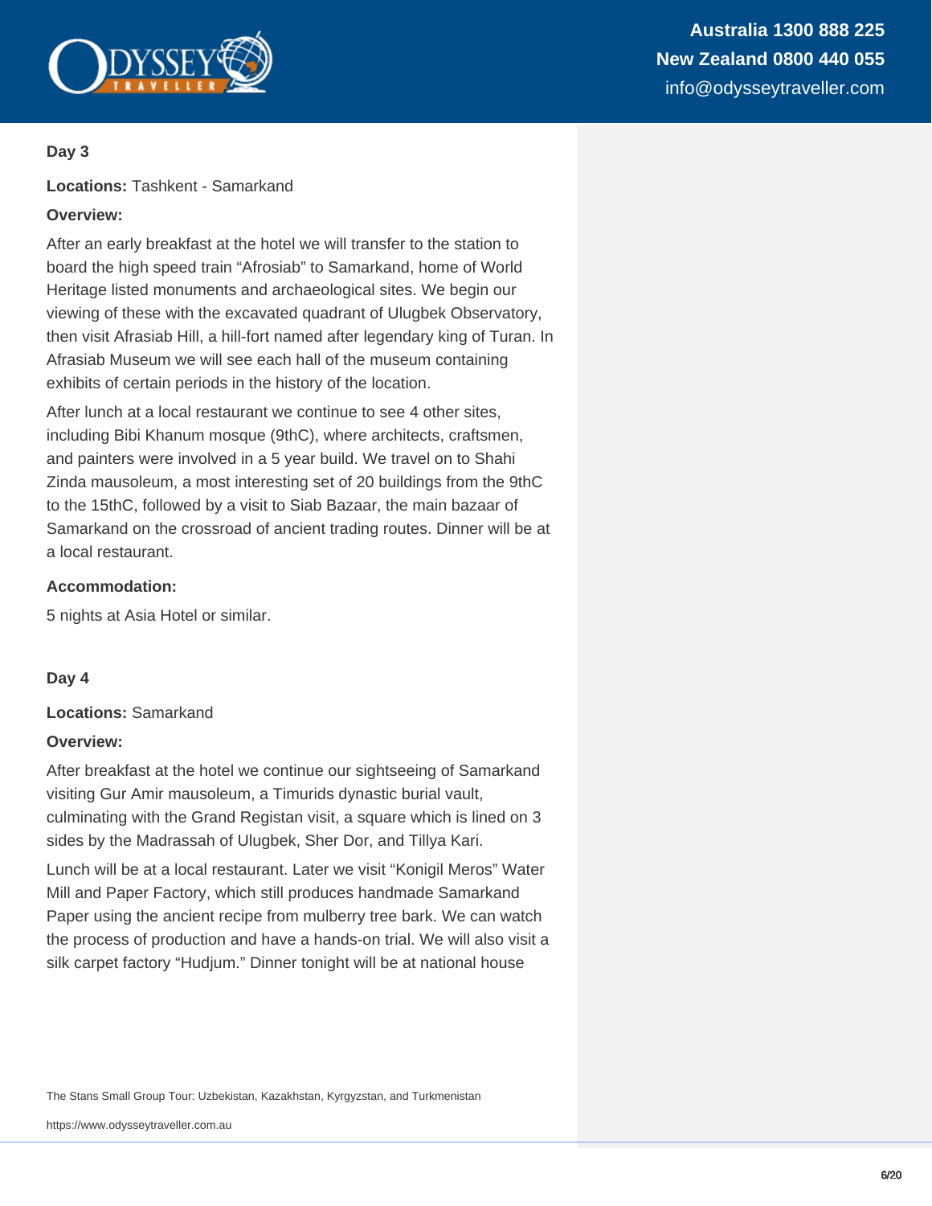**Day 3**

**Locations:** Tashkent - Samarkand

**Overview:**

After an early breakfast at the hotel we will transfer to the station to board the high speed train “Afrosiab” to Samarkand, home of World Heritage listed monuments and archaeological sites. We begin our viewing of these with the excavated quadrant of Ulugbek Observatory, then visit Afrasiab Hill, a hill-fort named after legendary king of Turan. In Afrasiab Museum we will see each hall of the museum containing exhibits of certain periods in the history of the location.

After lunch at a local restaurant we continue to see 4 other sites, including Bibi Khanum mosque (9thC), where architects, craftsmen, and painters were involved in a 5 year build. We travel on to Shahi Zinda mausoleum, a most interesting set of 20 buildings from the 9thC to the 15thC, followed by a visit to Siab Bazaar, the main bazaar of Samarkand on the crossroad of ancient trading routes. Dinner will be at a local restaurant.

**Accommodation:**

5 nights at Asia Hotel or similar.

**Day 4**

**Locations:** Samarkand

**Overview:**

After breakfast at the hotel we continue our sightseeing of Samarkand visiting Gur Amir mausoleum, a Timurids dynastic burial vault, culminating with the Grand Registan visit, a square which is lined on 3 sides by the Madrassah of Ulugbek, Sher Dor, and Tillya Kari.

Lunch will be at a local restaurant. Later we visit “Konigil Meros” Water Mill and Paper Factory, which still produces handmade Samarkand Paper using the ancient recipe from mulberry tree bark. We can watch the process of production and have a hands-on trial. We will also visit a silk carpet factory “Hudjum.” Dinner tonight will be at national house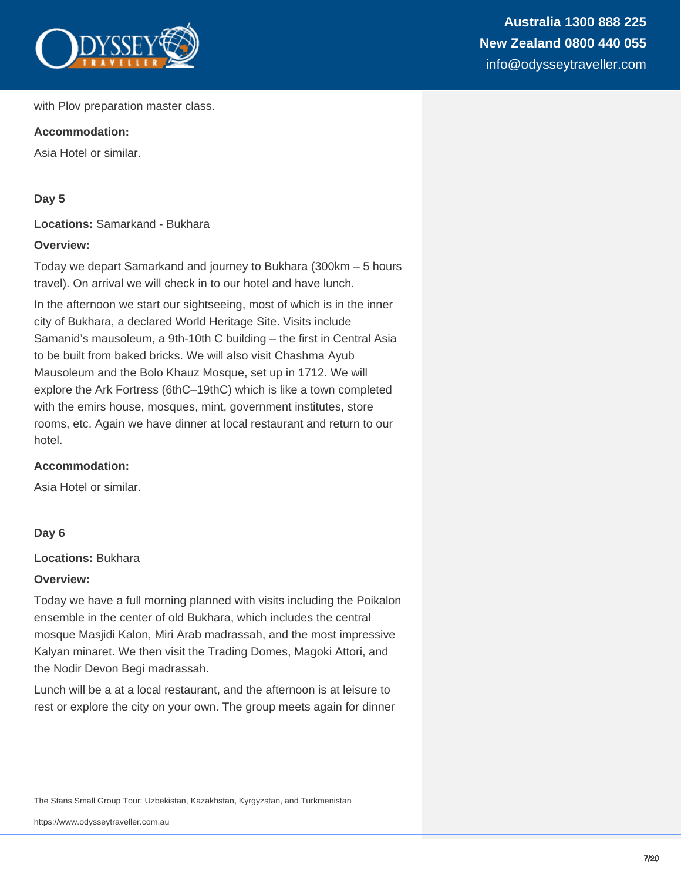with Plov preparation master class.

**Accommodation:**

Asia Hotel or similar.

**Day 5**

**Locations:** Samarkand - Bukhara

**Overview:**

Today we depart Samarkand and journey to Bukhara (300km – 5 hours travel). On arrival we will check in to our hotel and have lunch.

In the afternoon we start our sightseeing, most of which is in the inner city of Bukhara, a declared World Heritage Site. Visits include Samanid's mausoleum, a 9th-10th C building – the first in Central Asia to be built from baked bricks. We will also visit Chashma Ayub Mausoleum and the Bolo Khauz Mosque, set up in 1712. We will explore the Ark Fortress (6thC–19thC) which is like a town completed with the emirs house, mosques, mint, government institutes, store rooms, etc. Again we have dinner at local restaurant and return to our hotel.

**Accommodation:**

Asia Hotel or similar.

**Day 6**

**Locations:** Bukhara

**Overview:**

Today we have a full morning planned with visits including the Poikalon ensemble in the center of old Bukhara, which includes the central mosque Masjidi Kalon, Miri Arab madrassah, and the most impressive Kalyan minaret. We then visit the Trading Domes, Magoki Attori, and the Nodir Devon Begi madrassah.

Lunch will be a at a local restaurant, and the afternoon is at leisure to rest or explore the city on your own. The group meets again for dinner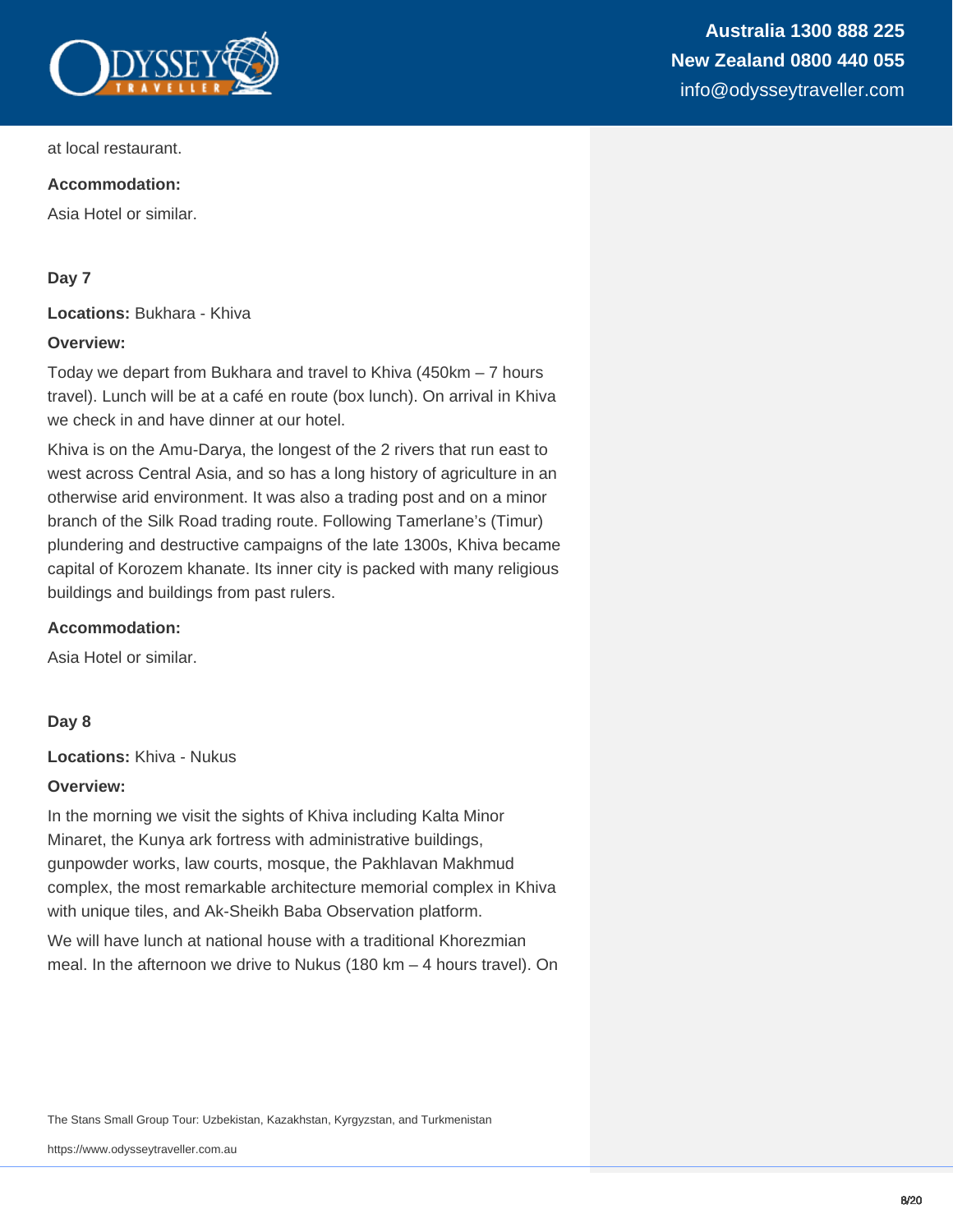at local restaurant.

**Accommodation:**

Asia Hotel or similar.

### Day 7

**Locations:** Bukhara - Khiva

**Overview:**

Today we depart from Bukhara and travel to Khiva (450km – 7 hours travel). Lunch will be at a café en route (box lunch). On arrival in Khiva we check in and have dinner at our hotel.

Khiva is on the Amu-Darya, the longest of the 2 rivers that run east to west across Central Asia, and so has a long history of agriculture in an otherwise arid environment. It was also a trading post and on a minor branch of the Silk Road trading route. Following Tamerlane's (Timur) plundering and destructive campaigns of the late 1300s, Khiva became capital of Korozem khanate. Its inner city is packed with many religious buildings and buildings from past rulers.

**Accommodation:**

Asia Hotel or similar.

### Day 8

**Locations:** Khiva - Nukus

**Overview:**

In the morning we visit the sights of Khiva including Kalta Minor Minaret, the Kunya ark fortress with administrative buildings, gunpowder works, law courts, mosque, the Pakhlavan Makhmud complex, the most remarkable architecture memorial complex in Khiva with unique tiles, and Ak-Sheikh Baba Observation platform.

We will have lunch at national house with a traditional Khorezmian meal. In the afternoon we drive to Nukus (180 km – 4 hours travel). On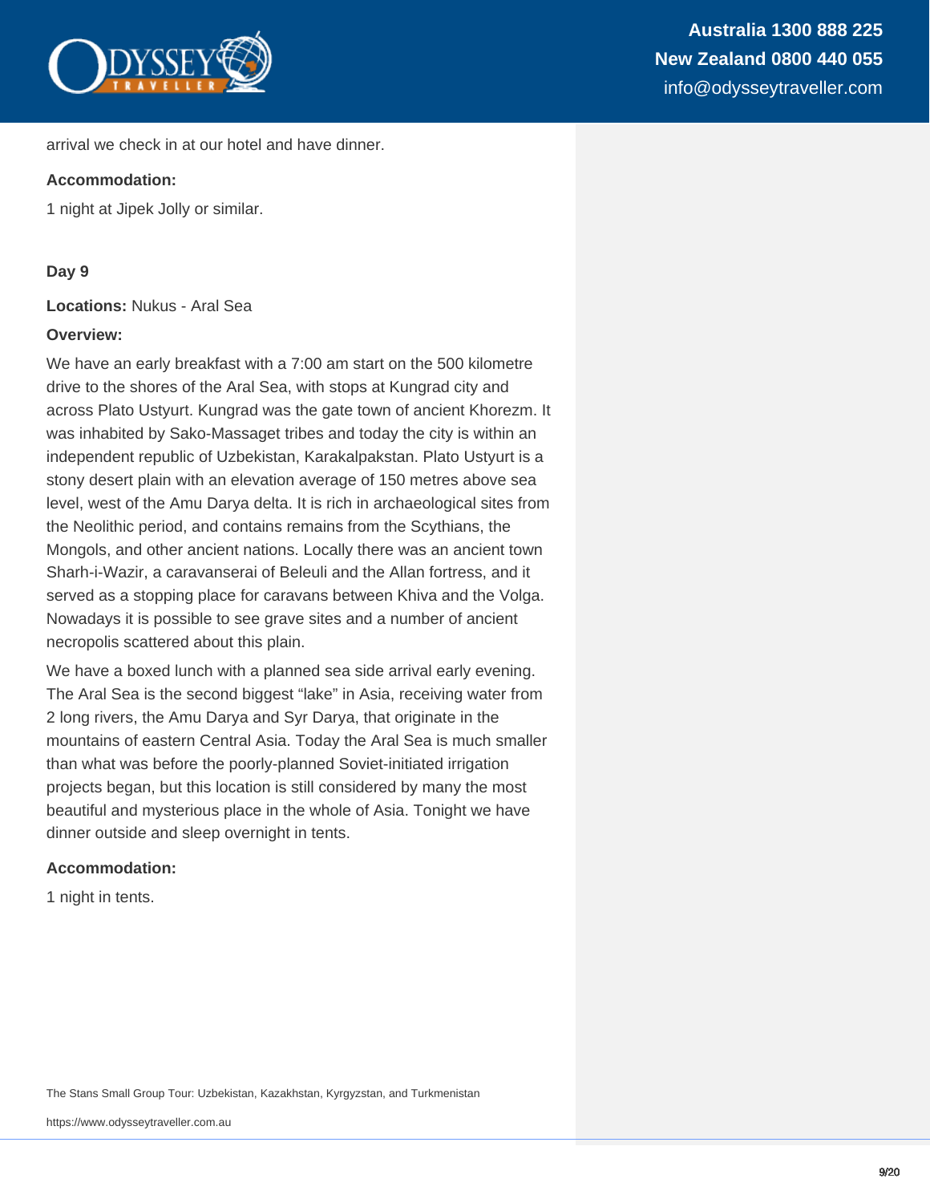arrival we check in at our hotel and have dinner.

**Accommodation:**

1 night at Jipek Jolly or similar.

**Day 9**

**Locations:** Nukus - Aral Sea

**Overview:**

We have an early breakfast with a 7:00 am start on the 500 kilometre drive to the shores of the Aral Sea, with stops at Kungrad city and across Plato Ustyurt. Kungrad was the gate town of ancient Khorezm. It was inhabited by Sako-Massaget tribes and today the city is within an independent republic of Uzbekistan, Karakalpakstan. Plato Ustyurt is a stony desert plain with an elevation average of 150 metres above sea level, west of the Amu Darya delta. It is rich in archaeological sites from the Neolithic period, and contains remains from the Scythians, the Mongols, and other ancient nations. Locally there was an ancient town Sharh-i-Wazir, a caravanserai of Beleuli and the Allan fortress, and it served as a stopping place for caravans between Khiva and the Volga. Nowadays it is possible to see grave sites and a number of ancient necropolis scattered about this plain.

We have a boxed lunch with a planned sea side arrival early evening. The Aral Sea is the second biggest "lake" in Asia, receiving water from 2 long rivers, the Amu Darya and Syr Darya, that originate in the mountains of eastern Central Asia. Today the Aral Sea is much smaller than what was before the poorly-planned Soviet-initiated irrigation projects began, but this location is still considered by many the most beautiful and mysterious place in the whole of Asia. Tonight we have dinner outside and sleep overnight in tents.

**Accommodation:**

1 night in tents.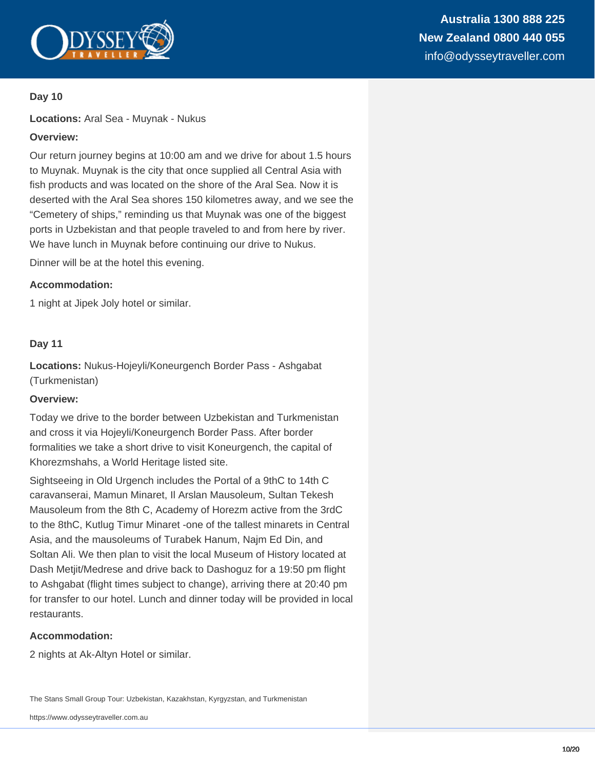### Day 10

**Locations:** Aral Sea - Muynak - Nukus

**Overview:**

Our return journey begins at 10:00 am and we drive for about 1.5 hours to Muynak. Muynak is the city that once supplied all Central Asia with fish products and was located on the shore of the Aral Sea. Now it is deserted with the Aral Sea shores 150 kilometres away, and we see the "Cemetery of ships," reminding us that Muynak was one of the biggest ports in Uzbekistan and that people traveled to and from here by river. We have lunch in Muynak before continuing our drive to Nukus.

Dinner will be at the hotel this evening.

**Accommodation:**

1 night at Jipek Joly hotel or similar.

### Day 11

**Locations:** Nukus-Hojeyli/Koneurgench Border Pass - Ashgabat (Turkmenistan)

**Overview:**

Today we drive to the border between Uzbekistan and Turkmenistan and cross it via Hojeyli/Koneurgench Border Pass. After border formalities we take a short drive to visit Koneurgench, the capital of Khorezmshahs, a World Heritage listed site.

Sightseeing in Old Urgench includes the Portal of a 9thC to 14th C caravanserai, Mamun Minaret, Il Arslan Mausoleum, Sultan Tekesh Mausoleum from the 8th C, Academy of Horezm active from the 3rdC to the 8thC, Kutlug Timur Minaret -one of the tallest minarets in Central Asia, and the mausoleums of Turabek Hanum, Najm Ed Din, and Soltan Ali. We then plan to visit the local Museum of History located at Dash Metjit/Medrese and drive back to Dashoguz for a 19:50 pm flight to Ashgabat (flight times subject to change), arriving there at 20:40 pm for transfer to our hotel. Lunch and dinner today will be provided in local restaurants.

**Accommodation:**

2 nights at Ak-Altyn Hotel or similar.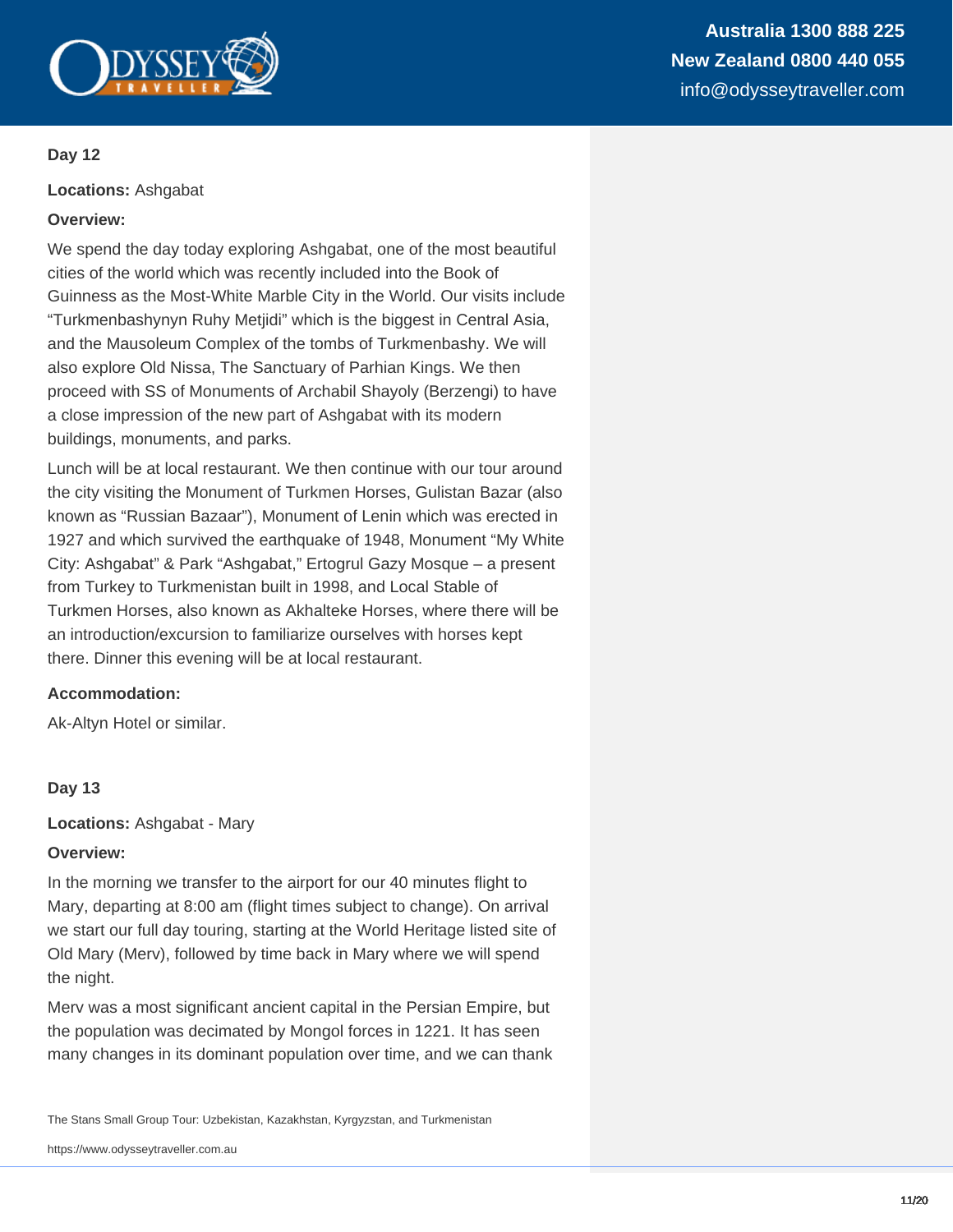**Day 12**

**Locations:** Ashgabat

**Overview:**

We spend the day today exploring Ashgabat, one of the most beautiful cities of the world which was recently included into the Book of Guinness as the Most-White Marble City in the World. Our visits include "Turkmenbashynyn Ruhy Metjidi" which is the biggest in Central Asia, and the Mausoleum Complex of the tombs of Turkmenbashy. We will also explore Old Nissa, The Sanctuary of Parhian Kings. We then proceed with SS of Monuments of Archabil Shayoly (Berzengi) to have a close impression of the new part of Ashgabat with its modern buildings, monuments, and parks.

Lunch will be at local restaurant. We then continue with our tour around the city visiting the Monument of Turkmen Horses, Gulistan Bazar (also known as "Russian Bazaar"), Monument of Lenin which was erected in 1927 and which survived the earthquake of 1948, Monument "My White City: Ashgabat" & Park "Ashgabat," Ertogrul Gazy Mosque – a present from Turkey to Turkmenistan built in 1998, and Local Stable of Turkmen Horses, also known as Akhalteke Horses, where there will be an introduction/excursion to familiarize ourselves with horses kept there. Dinner this evening will be at local restaurant.

**Accommodation:**

Ak-Altyn Hotel or similar.

**Day 13**

**Locations:** Ashgabat - Mary

**Overview:**

In the morning we transfer to the airport for our 40 minutes flight to Mary, departing at 8:00 am (flight times subject to change). On arrival we start our full day touring, starting at the World Heritage listed site of Old Mary (Merv), followed by time back in Mary where we will spend the night.

Merv was a most significant ancient capital in the Persian Empire, but the population was decimated by Mongol forces in 1221. It has seen many changes in its dominant population over time, and we can thank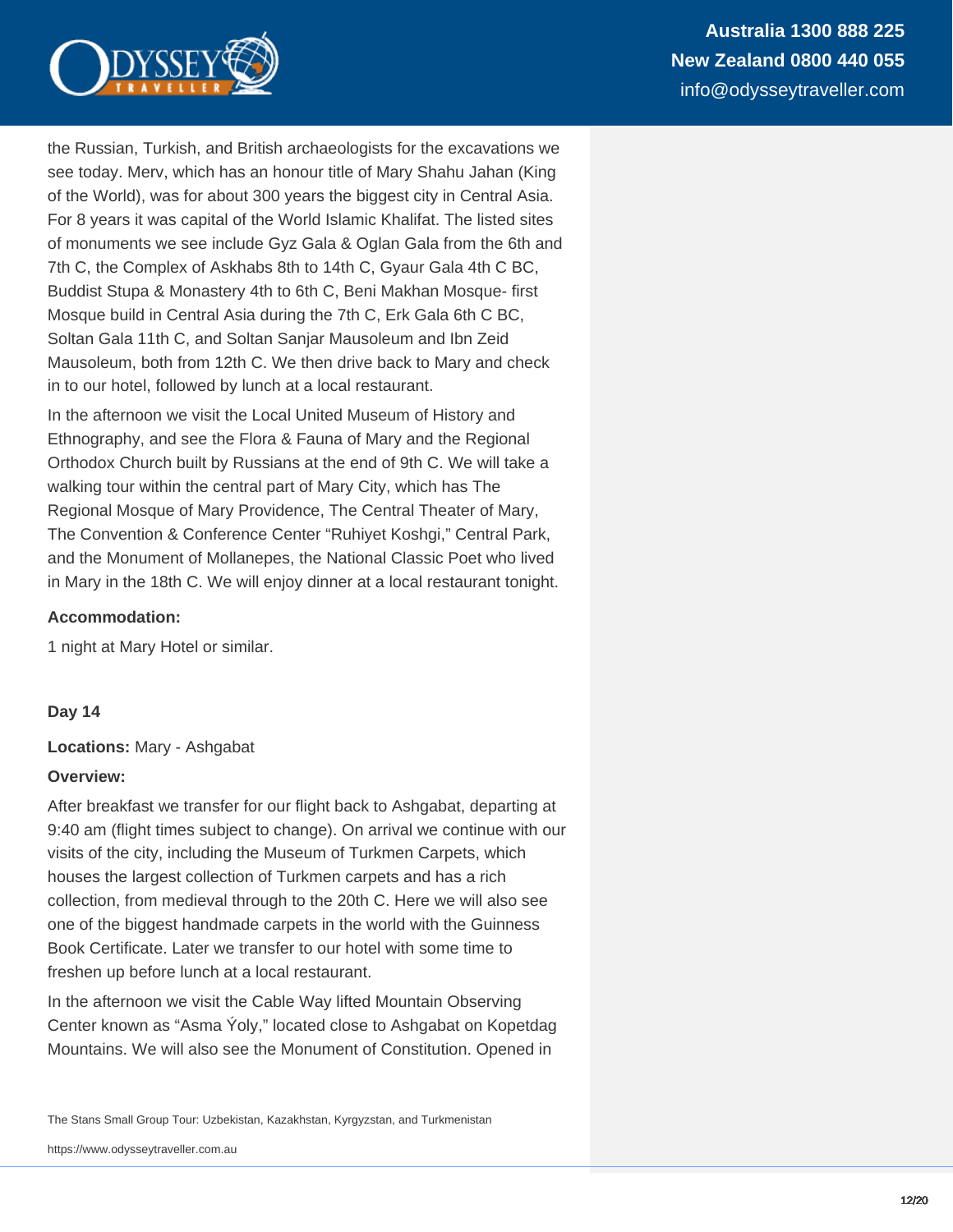the Russian, Turkish, and British archaeologists for the excavations we see today. Merv, which has an honour title of Mary Shahu Jahan (King of the World), was for about 300 years the biggest city in Central Asia. For 8 years it was capital of the World Islamic Khalifat. The listed sites of monuments we see include Gyz Gala & Oglan Gala from the 6th and 7th C, the Complex of Askhabs 8th to 14th C, Gyaur Gala 4th C BC, Buddist Stupa & Monastery 4th to 6th C, Beni Makhan Mosque- first Mosque build in Central Asia during the 7th C, Erk Gala 6th C BC, Soltan Gala 11th C, and Soltan Sanjar Mausoleum and Ibn Zeid Mausoleum, both from 12th C. We then drive back to Mary and check in to our hotel, followed by lunch at a local restaurant.

In the afternoon we visit the Local United Museum of History and Ethnography, and see the Flora & Fauna of Mary and the Regional Orthodox Church built by Russians at the end of 9th C. We will take a walking tour within the central part of Mary City, which has The Regional Mosque of Mary Providence, The Central Theater of Mary, The Convention & Conference Center “Ruhiyet Koshgi,” Central Park, and the Monument of Mollanepes, the National Classic Poet who lived in Mary in the 18th C. We will enjoy dinner at a local restaurant tonight.

**Accommodation:**

1 night at Mary Hotel or similar.

**Day 14**

**Locations:** Mary - Ashgabat

**Overview:**

After breakfast we transfer for our flight back to Ashgabat, departing at 9:40 am (flight times subject to change). On arrival we continue with our visits of the city, including the Museum of Turkmen Carpets, which houses the largest collection of Turkmen carpets and has a rich collection, from medieval through to the 20th C. Here we will also see one of the biggest handmade carpets in the world with the Guinness Book Certificate. Later we transfer to our hotel with some time to freshen up before lunch at a local restaurant.

In the afternoon we visit the Cable Way lifted Mountain Observing Center known as “Asma Ýoly,” located close to Ashgabat on Kopetdag Mountains. We will also see the Monument of Constitution. Opened in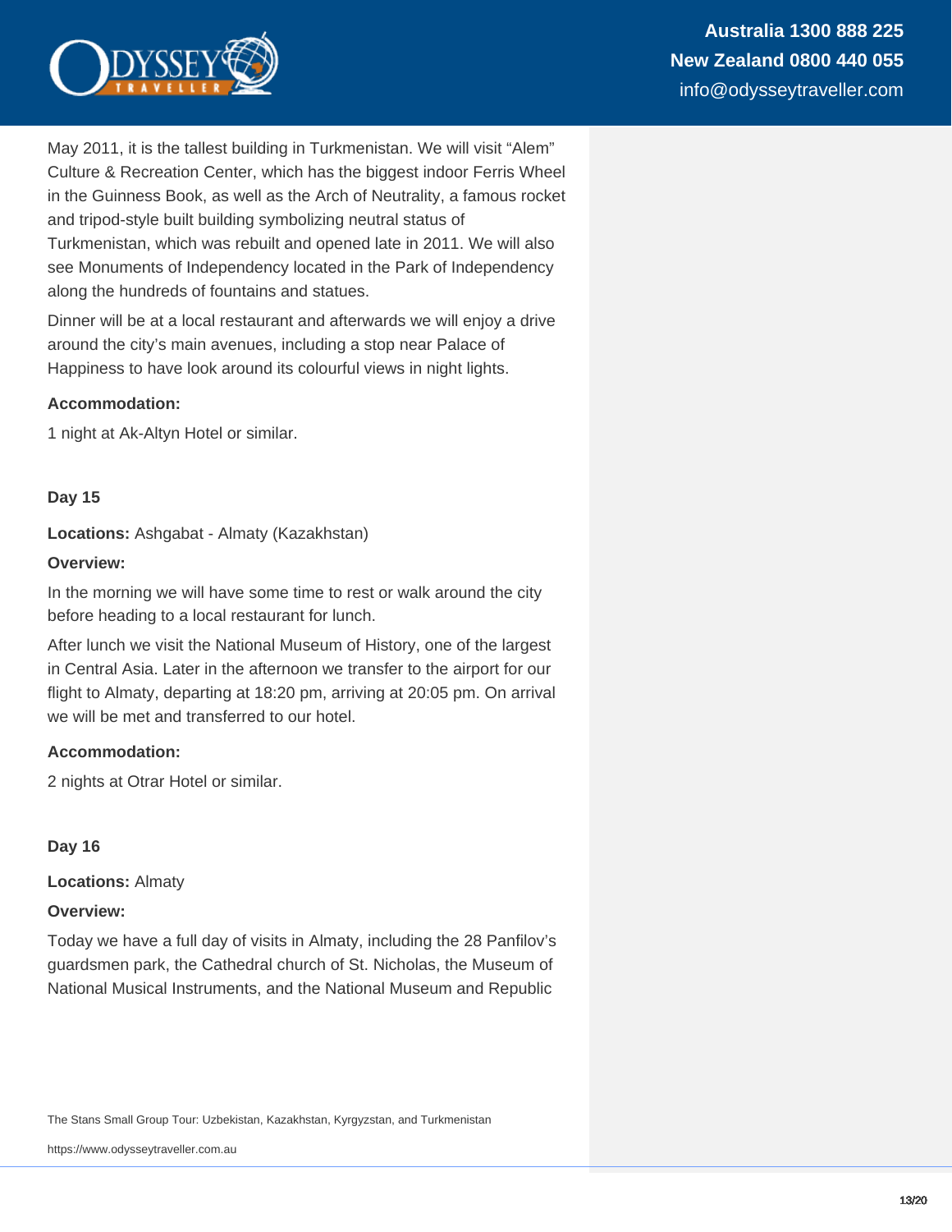May 2011, it is the tallest building in Turkmenistan. We will visit "Alem" Culture & Recreation Center, which has the biggest indoor Ferris Wheel in the Guinness Book, as well as the Arch of Neutrality, a famous rocket and tripod-style built building symbolizing neutral status of Turkmenistan, which was rebuilt and opened late in 2011. We will also see Monuments of Independency located in the Park of Independency along the hundreds of fountains and statues.

Dinner will be at a local restaurant and afterwards we will enjoy a drive around the city's main avenues, including a stop near Palace of Happiness to have look around its colourful views in night lights.

**Accommodation:**

1 night at Ak-Altyn Hotel or similar.

**Day 15**

**Locations:** Ashgabat - Almaty (Kazakhstan)

**Overview:**

In the morning we will have some time to rest or walk around the city before heading to a local restaurant for lunch.

After lunch we visit the National Museum of History, one of the largest in Central Asia. Later in the afternoon we transfer to the airport for our flight to Almaty, departing at 18:20 pm, arriving at 20:05 pm. On arrival we will be met and transferred to our hotel.

**Accommodation:**

2 nights at Otrar Hotel or similar.

**Day 16**

**Locations:** Almaty

**Overview:**

Today we have a full day of visits in Almaty, including the 28 Panfilov's guardsmen park, the Cathedral church of St. Nicholas, the Museum of National Musical Instruments, and the National Museum and Republic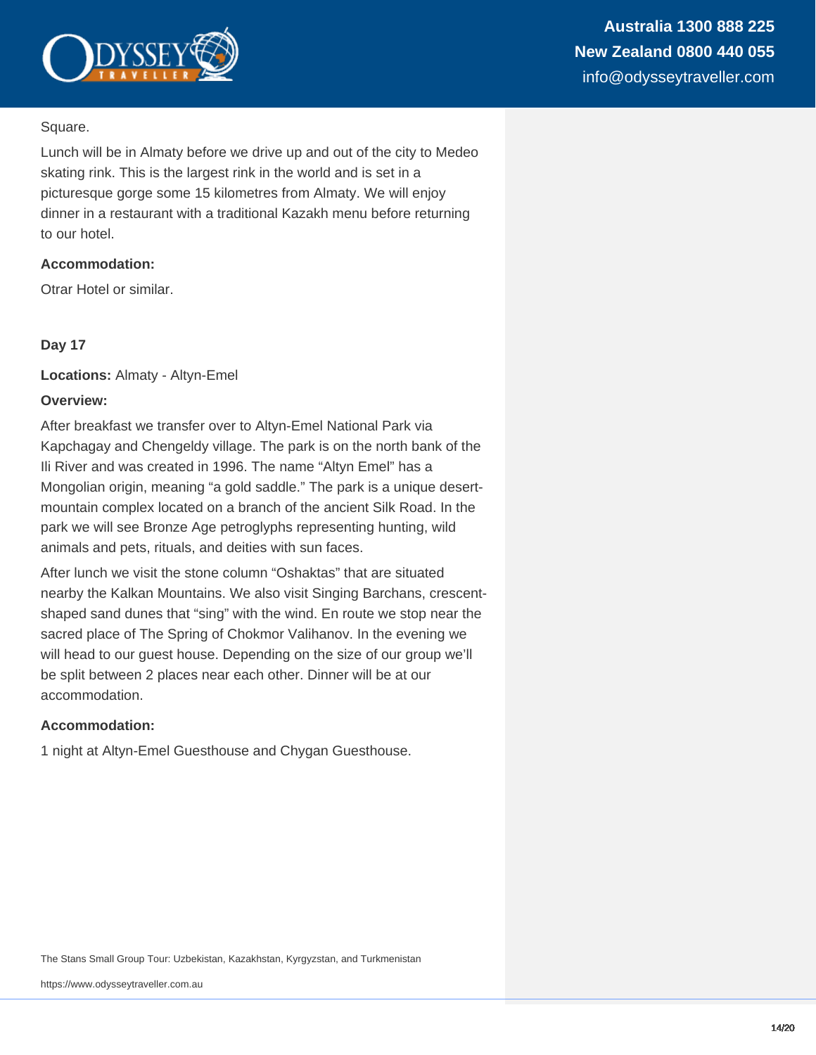Square.

Lunch will be in Almaty before we drive up and out of the city to Medeo skating rink. This is the largest rink in the world and is set in a picturesque gorge some 15 kilometres from Almaty. We will enjoy dinner in a restaurant with a traditional Kazakh menu before returning to our hotel.

**Accommodation:**

Otrar Hotel or similar.

**Day 17**

**Locations:** Almaty - Altyn-Emel

**Overview:**

After breakfast we transfer over to Altyn-Emel National Park via Kapchagay and Chengeldy village. The park is on the north bank of the Ili River and was created in 1996. The name "Altyn Emel" has a Mongolian origin, meaning "a gold saddle." The park is a unique desert-mountain complex located on a branch of the ancient Silk Road. In the park we will see Bronze Age petroglyphs representing hunting, wild animals and pets, rituals, and deities with sun faces.

After lunch we visit the stone column "Oshaktas" that are situated nearby the Kalkan Mountains. We also visit Singing Barchans, crescent-shaped sand dunes that "sing" with the wind. En route we stop near the sacred place of The Spring of Chokmor Valihanov. In the evening we will head to our guest house. Depending on the size of our group we'll be split between 2 places near each other. Dinner will be at our accommodation.

**Accommodation:**

1 night at Altyn-Emel Guesthouse and Chygan Guesthouse.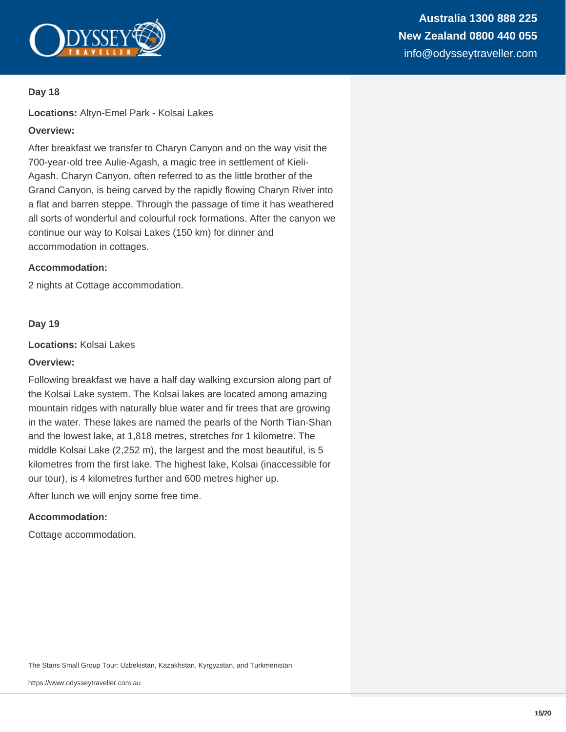### Day 18

**Locations:** Altyn-Emel Park - Kolsai Lakes

**Overview:**

After breakfast we transfer to Charyn Canyon and on the way visit the 700-year-old tree Aulie-Agash, a magic tree in settlement of Kieli-Agash. Charyn Canyon, often referred to as the little brother of the Grand Canyon, is being carved by the rapidly flowing Charyn River into a flat and barren steppe. Through the passage of time it has weathered all sorts of wonderful and colourful rock formations. After the canyon we continue our way to Kolsai Lakes (150 km) for dinner and accommodation in cottages.

**Accommodation:**

2 nights at Cottage accommodation.

### Day 19

**Locations:** Kolsai Lakes

**Overview:**

Following breakfast we have a half day walking excursion along part of the Kolsai Lake system. The Kolsai lakes are located among amazing mountain ridges with naturally blue water and fir trees that are growing in the water. These lakes are named the pearls of the North Tian-Shan and the lowest lake, at 1,818 metres, stretches for 1 kilometre. The middle Kolsai Lake (2,252 m), the largest and the most beautiful, is 5 kilometres from the first lake. The highest lake, Kolsai (inaccessible for our tour), is 4 kilometres further and 600 metres higher up.

After lunch we will enjoy some free time.

**Accommodation:**

Cottage accommodation.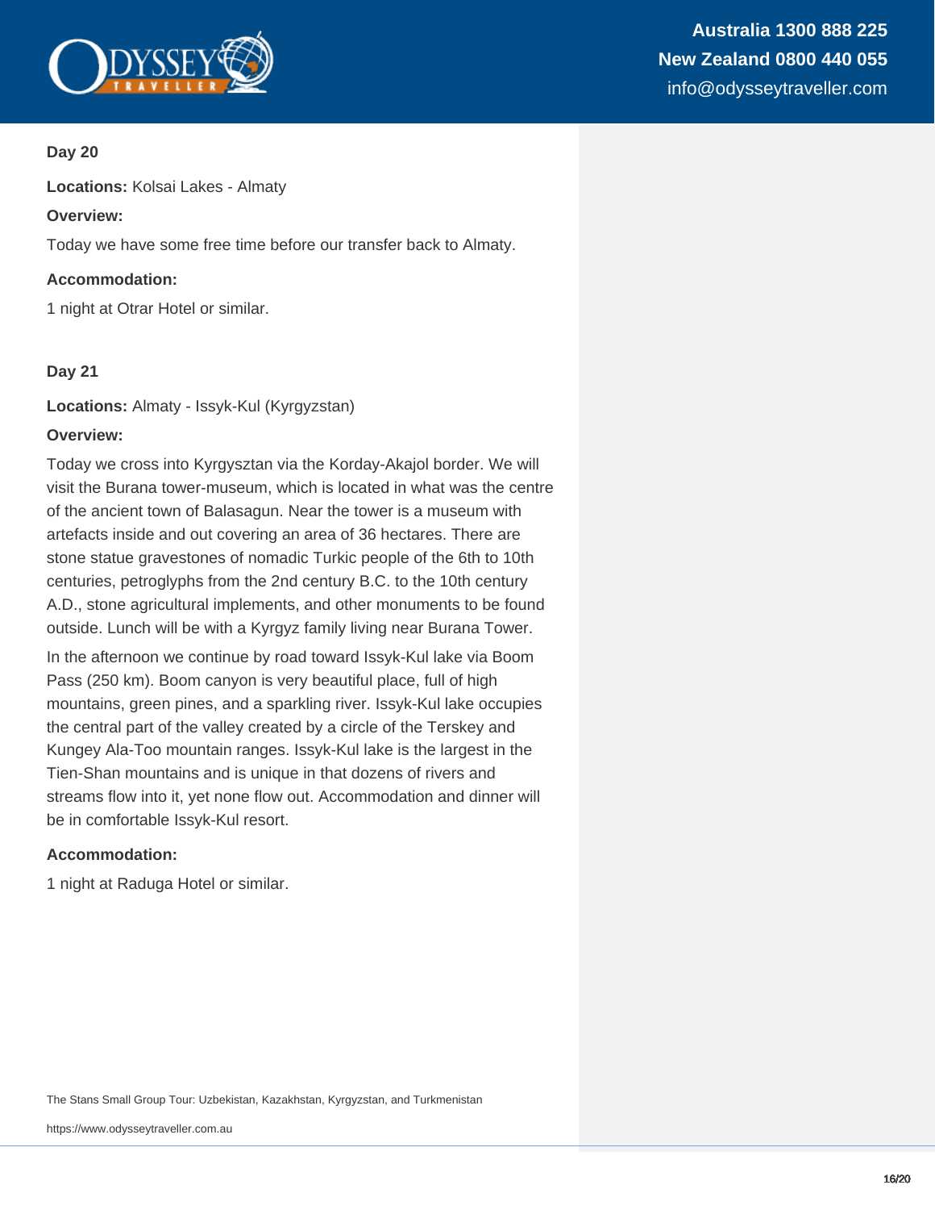### Day 20

**Locations:** Kolsai Lakes - Almaty

**Overview:**

Today we have some free time before our transfer back to Almaty.

**Accommodation:**

1 night at Otrar Hotel or similar.

### Day 21

**Locations:** Almaty - Issyk-Kul (Kyrgyzstan)

**Overview:**

Today we cross into Kyrgysztan via the Korday-Akajol border. We will visit the Burana tower-museum, which is located in what was the centre of the ancient town of Balasagun. Near the tower is a museum with artefacts inside and out covering an area of 36 hectares. There are stone statue gravestones of nomadic Turkic people of the 6th to 10th centuries, petroglyphs from the 2nd century B.C. to the 10th century A.D., stone agricultural implements, and other monuments to be found outside. Lunch will be with a Kyrgyz family living near Burana Tower.

In the afternoon we continue by road toward Issyk-Kul lake via Boom Pass (250 km). Boom canyon is very beautiful place, full of high mountains, green pines, and a sparkling river. Issyk-Kul lake occupies the central part of the valley created by a circle of the Terskey and Kungey Ala-Too mountain ranges. Issyk-Kul lake is the largest in the Tien-Shan mountains and is unique in that dozens of rivers and streams flow into it, yet none flow out. Accommodation and dinner will be in comfortable Issyk-Kul resort.

**Accommodation:**

1 night at Raduga Hotel or similar.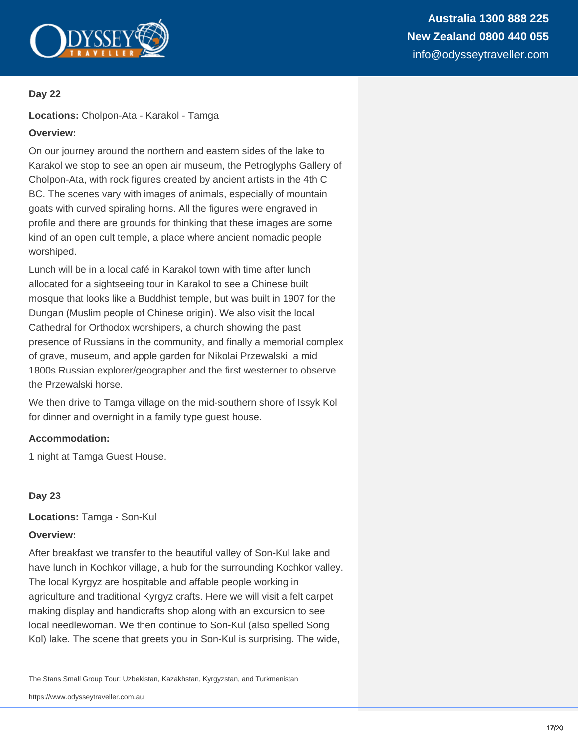**Day 22**

**Locations:** Cholpon-Ata - Karakol - Tamga

**Overview:**

On our journey around the northern and eastern sides of the lake to Karakol we stop to see an open air museum, the Petroglyphs Gallery of Cholpon-Ata, with rock figures created by ancient artists in the 4th C BC. The scenes vary with images of animals, especially of mountain goats with curved spiraling horns. All the figures were engraved in profile and there are grounds for thinking that these images are some kind of an open cult temple, a place where ancient nomadic people worshiped.

Lunch will be in a local café in Karakol town with time after lunch allocated for a sightseeing tour in Karakol to see a Chinese built mosque that looks like a Buddhist temple, but was built in 1907 for the Dungan (Muslim people of Chinese origin). We also visit the local Cathedral for Orthodox worshipers, a church showing the past presence of Russians in the community, and finally a memorial complex of grave, museum, and apple garden for Nikolai Przewalski, a mid 1800s Russian explorer/geographer and the first westerner to observe the Przewalski horse.

We then drive to Tamga village on the mid-southern shore of Issyk Kol for dinner and overnight in a family type guest house.

**Accommodation:**

1 night at Tamga Guest House.

**Day 23**

**Locations:** Tamga - Son-Kul

**Overview:**

After breakfast we transfer to the beautiful valley of Son-Kul lake and have lunch in Kochkor village, a hub for the surrounding Kochkor valley. The local Kyrgyz are hospitable and affable people working in agriculture and traditional Kyrgyz crafts. Here we will visit a felt carpet making display and handicrafts shop along with an excursion to see local needlewoman. We then continue to Son-Kul (also spelled Song Kol) lake. The scene that greets you in Son-Kul is surprising. The wide,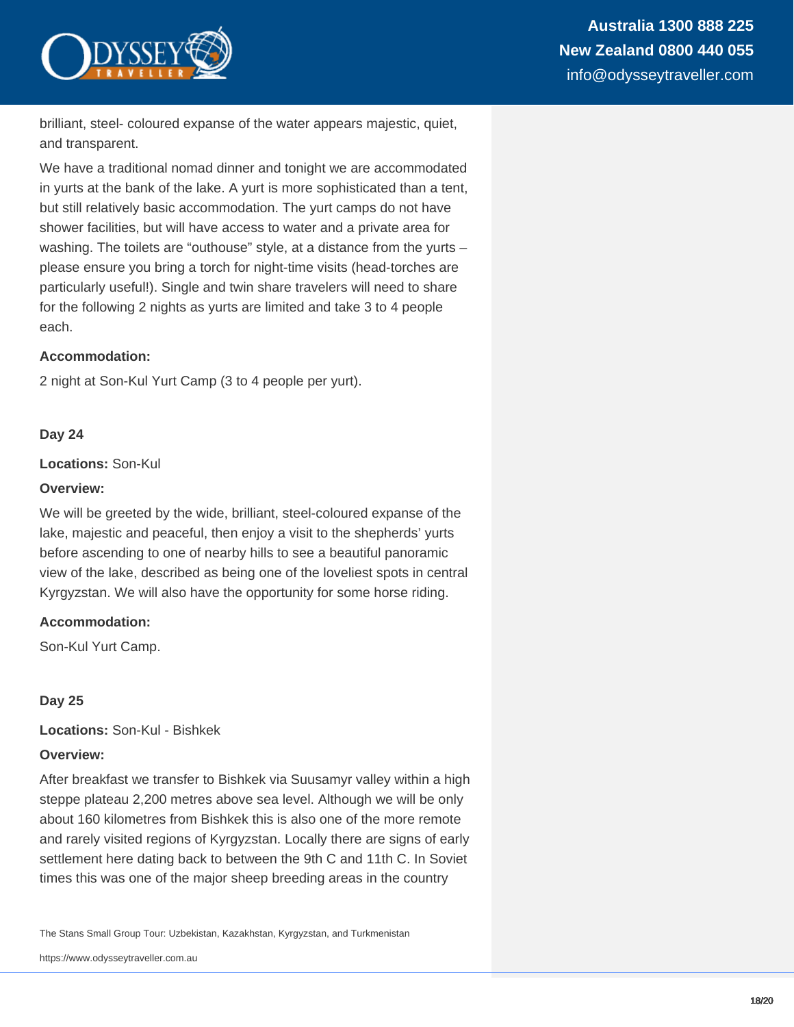brilliant, steel- coloured expanse of the water appears majestic, quiet, and transparent.

We have a traditional nomad dinner and tonight we are accommodated in yurts at the bank of the lake. A yurt is more sophisticated than a tent, but still relatively basic accommodation. The yurt camps do not have shower facilities, but will have access to water and a private area for washing. The toilets are "outhouse" style, at a distance from the yurts – please ensure you bring a torch for night-time visits (head-torches are particularly useful!). Single and twin share travelers will need to share for the following 2 nights as yurts are limited and take 3 to 4 people each.

**Accommodation:**

2 night at Son-Kul Yurt Camp (3 to 4 people per yurt).

**Day 24**

**Locations:** Son-Kul

**Overview:**

We will be greeted by the wide, brilliant, steel-coloured expanse of the lake, majestic and peaceful, then enjoy a visit to the shepherds' yurts before ascending to one of nearby hills to see a beautiful panoramic view of the lake, described as being one of the loveliest spots in central Kyrgyzstan. We will also have the opportunity for some horse riding.

**Accommodation:**

Son-Kul Yurt Camp.

**Day 25**

**Locations:** Son-Kul - Bishkek

**Overview:**

After breakfast we transfer to Bishkek via Suusamyr valley within a high steppe plateau 2,200 metres above sea level. Although we will be only about 160 kilometres from Bishkek this is also one of the more remote and rarely visited regions of Kyrgyzstan. Locally there are signs of early settlement here dating back to between the 9th C and 11th C. In Soviet times this was one of the major sheep breeding areas in the country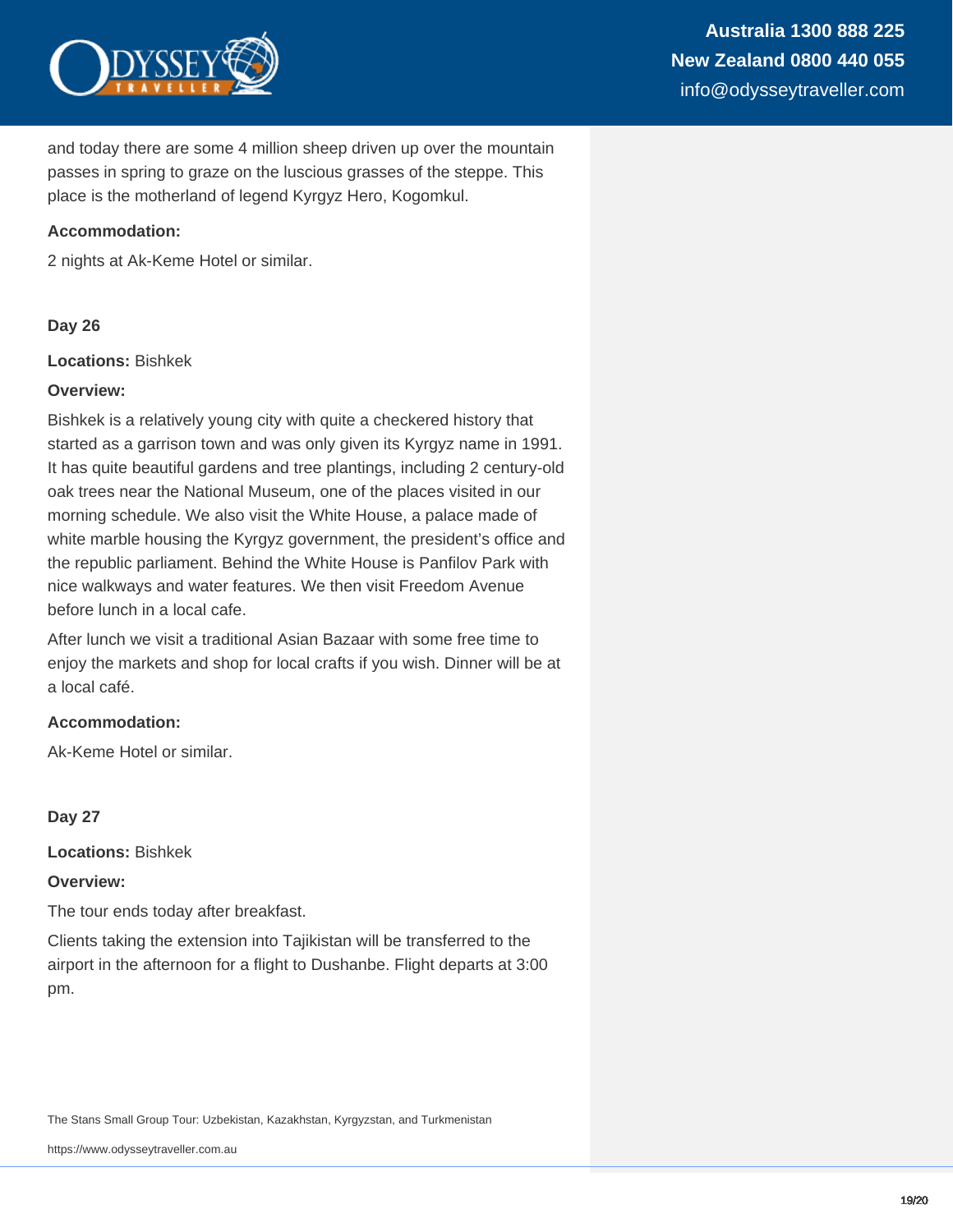and today there are some 4 million sheep driven up over the mountain passes in spring to graze on the luscious grasses of the steppe. This place is the motherland of legend Kyrgyz Hero, Kogomkul.

**Accommodation:**

2 nights at Ak-Keme Hotel or similar.

**Day 26**

**Locations:** Bishkek

**Overview:**

Bishkek is a relatively young city with quite a checkered history that started as a garrison town and was only given its Kyrgyz name in 1991. It has quite beautiful gardens and tree plantings, including 2 century-old oak trees near the National Museum, one of the places visited in our morning schedule. We also visit the White House, a palace made of white marble housing the Kyrgyz government, the president's office and the republic parliament. Behind the White House is Panfilov Park with nice walkways and water features. We then visit Freedom Avenue before lunch in a local cafe.

After lunch we visit a traditional Asian Bazaar with some free time to enjoy the markets and shop for local crafts if you wish. Dinner will be at a local café.

**Accommodation:**

Ak-Keme Hotel or similar.

**Day 27**

**Locations:** Bishkek

**Overview:**

The tour ends today after breakfast.

Clients taking the extension into Tajikistan will be transferred to the airport in the afternoon for a flight to Dushanbe. Flight departs at 3:00 pm.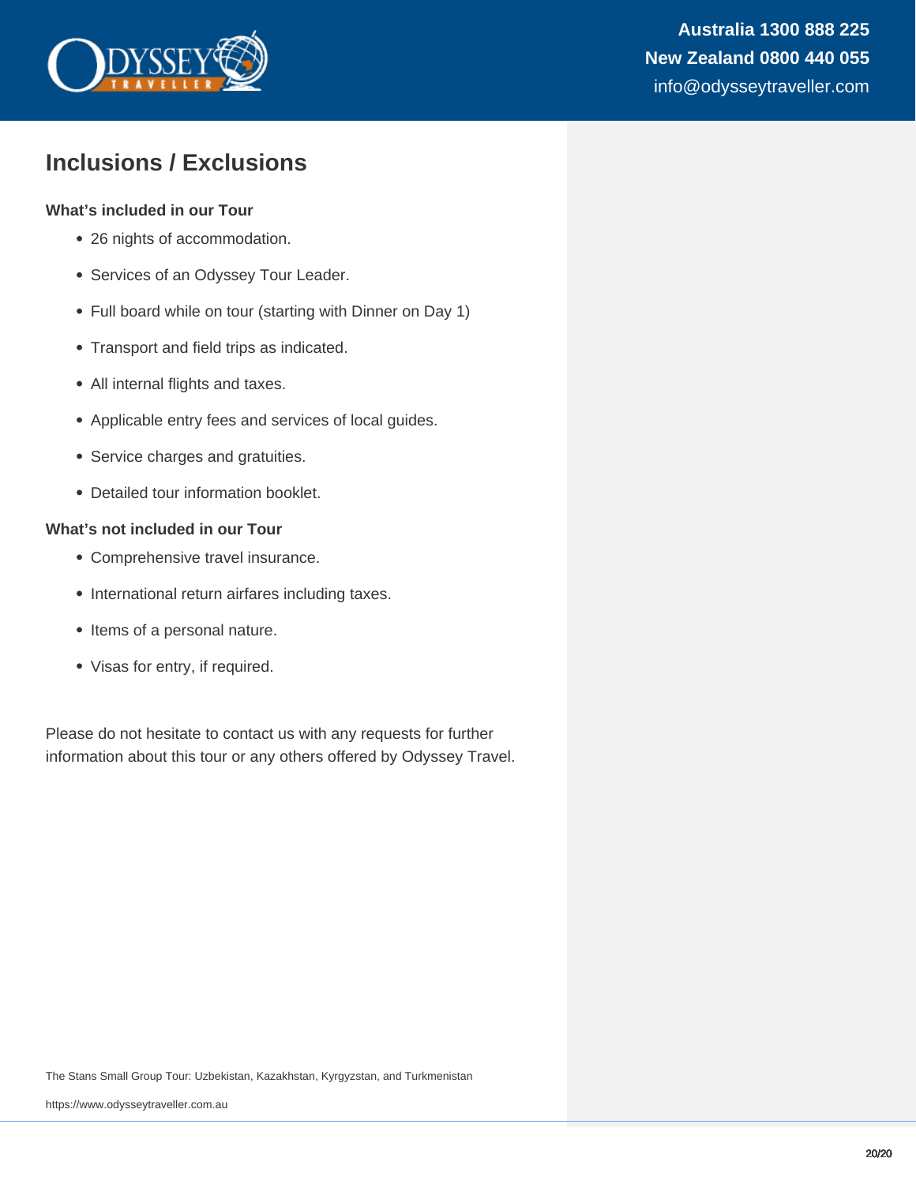## Inclusions / Exclusions

**What's included in our Tour**

- 26 nights of accommodation.
- Services of an Odyssey Tour Leader.
- Full board while on tour (starting with Dinner on Day 1)
- Transport and field trips as indicated.
- All internal flights and taxes.
- Applicable entry fees and services of local guides.
- Service charges and gratuities.
- Detailed tour information booklet.

**What's not included in our Tour**

- Comprehensive travel insurance.
- International return airfares including taxes.
- Items of a personal nature.
- Visas for entry, if required.

Please do not hesitate to contact us with any requests for further information about this tour or any others offered by Odyssey Travel.